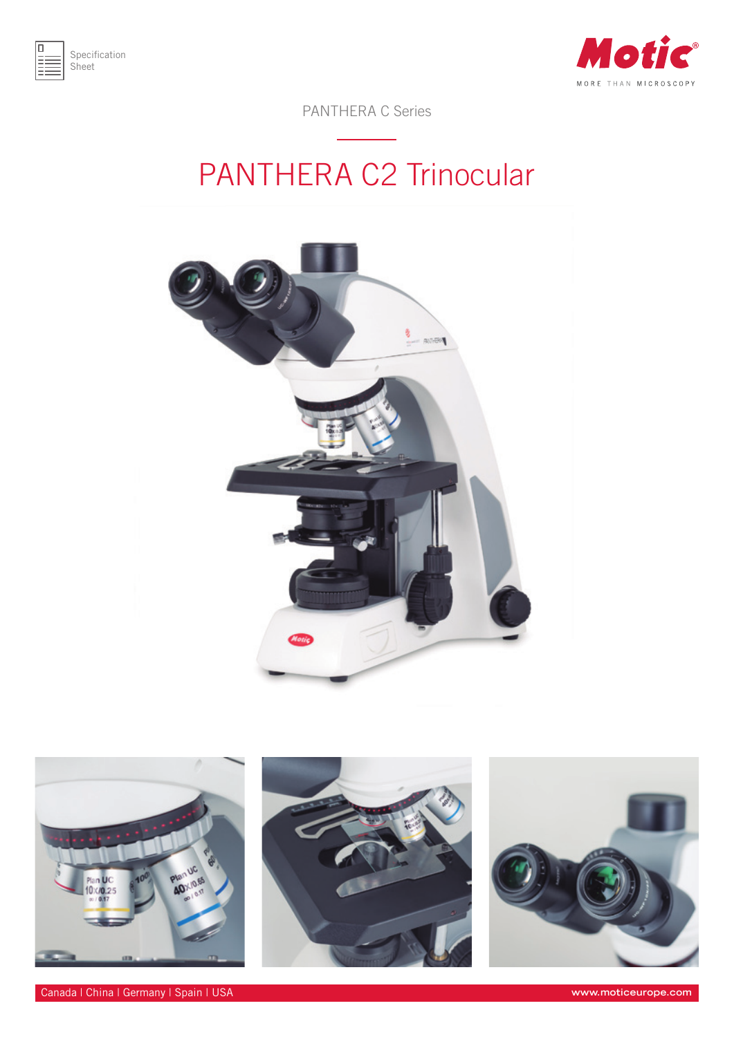Specification Sheet

PANTHERA C Series

# PANTHERA C2 Trinocular

Canada | China | Germany | Spain | USA

www.moticeurope.com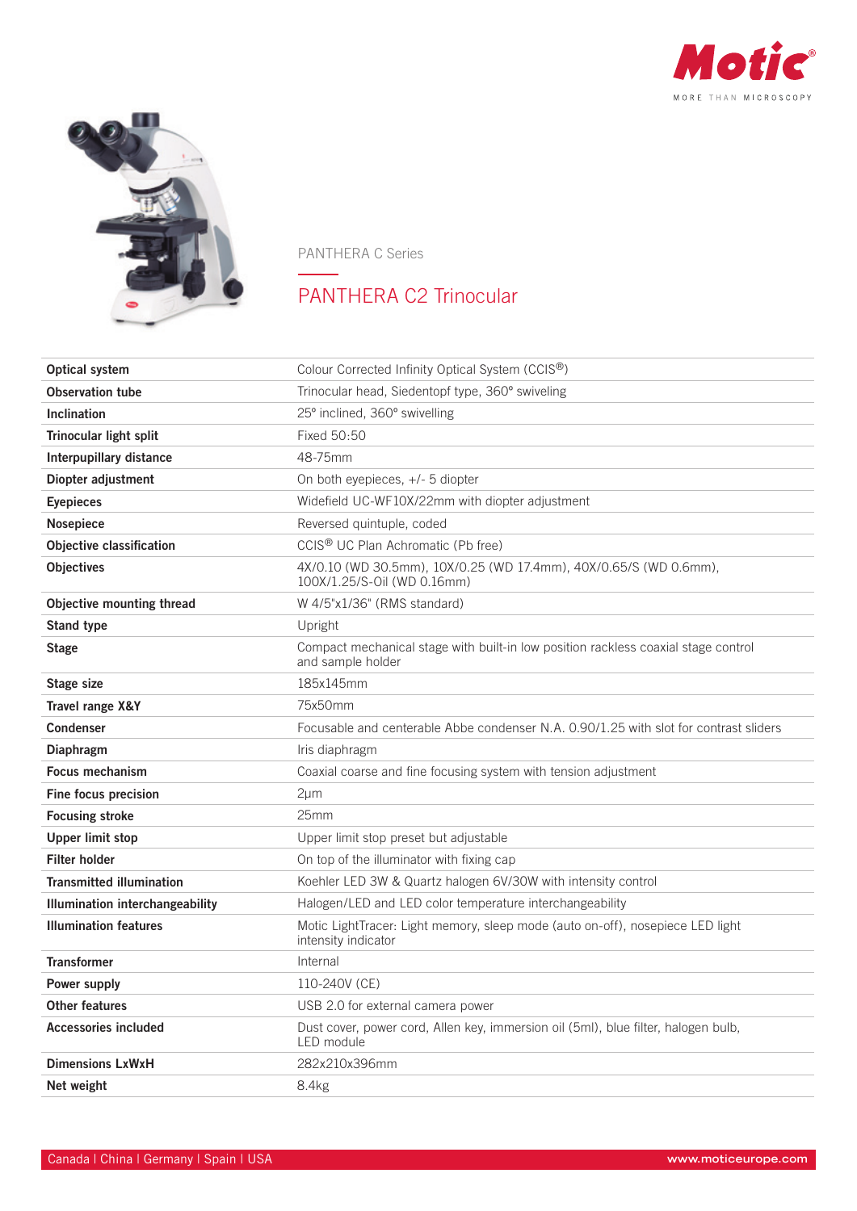PANTHERA C Series

# PANTHERA C2 Trinocular

| | |
|---|---|
| **Optical system** | Colour Corrected Infinity Optical System (CCIS®) |
| **Observation tube** | Trinocular head, Siedentopf type, 360° swiveling |
| **Inclination** | 25° inclined, 360° swivelling |
| **Trinocular light split** | Fixed 50:50 |
| **Interpupillary distance** | 48-75mm |
| **Diopter adjustment** | On both eyepieces, +/- 5 diopter |
| **Eyepieces** | Widefield UC-WF10X/22mm with diopter adjustment |
| **Nosepiece** | Reversed quintuple, coded |
| **Objective classification** | CCIS® UC Plan Achromatic (Pb free) |
| **Objectives** | 4X/0.10 (WD 30.5mm), 10X/0.25 (WD 17.4mm), 40X/0.65/S (WD 0.6mm), 100X/1.25/S-Oil (WD 0.16mm) |
| **Objective mounting thread** | W 4/5"x1/36" (RMS standard) |
| **Stand type** | Upright |
| **Stage** | Compact mechanical stage with built-in low position rackless coaxial stage control and sample holder |
| **Stage size** | 185x145mm |
| **Travel range X&Y** | 75x50mm |
| **Condenser** | Focusable and centerable Abbe condenser N.A. 0.90/1.25 with slot for contrast sliders |
| **Diaphragm** | Iris diaphragm |
| **Focus mechanism** | Coaxial coarse and fine focusing system with tension adjustment |
| **Fine focus precision** | 2µm |
| **Focusing stroke** | 25mm |
| **Upper limit stop** | Upper limit stop preset but adjustable |
| **Filter holder** | On top of the illuminator with fixing cap |
| **Transmitted illumination** | Koehler LED 3W & Quartz halogen 6V/30W with intensity control |
| **Illumination interchangeability** | Halogen/LED and LED color temperature interchangeability |
| **Illumination features** | Motic LightTracer: Light memory, sleep mode (auto on-off), nosepiece LED light intensity indicator |
| **Transformer** | Internal |
| **Power supply** | 110-240V (CE) |
| **Other features** | USB 2.0 for external camera power |
| **Accessories included** | Dust cover, power cord, Allen key, immersion oil (5ml), blue filter, halogen bulb, LED module |
| **Dimensions LxWxH** | 282x210x396mm |
| **Net weight** | 8.4kg |

Canada | China | Germany | Spain | USA

www.moticeurope.com